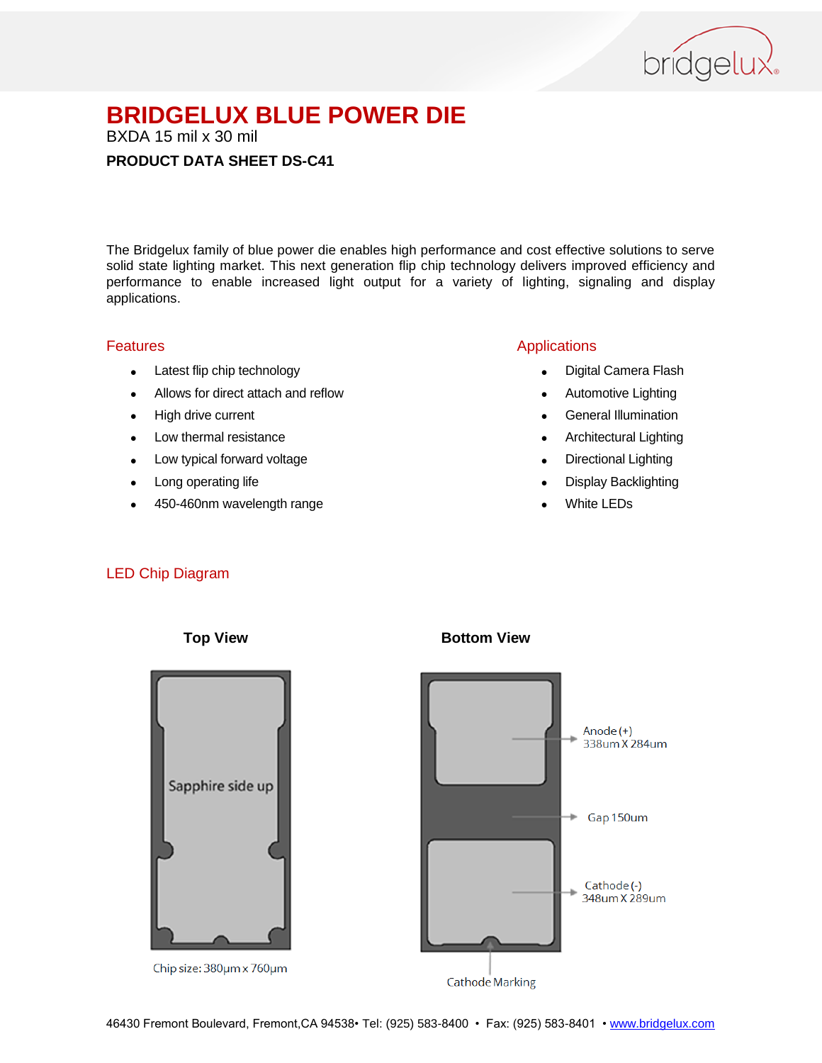# BRIDGELUX BLUE POWER DIE

BXDA 15 mil x 30 mil

**PRODUCT DATA SHEET DS-C41**

The Bridgelux family of blue power die enables high performance and cost effective solutions to serve solid state lighting market. This next generation flip chip technology delivers improved efficiency and performance to enable increased light output for a variety of lighting, signaling and display applications.

## Features

- Latest flip chip technology
- Allows for direct attach and reflow
- High drive current
- Low thermal resistance
- Low typical forward voltage
- Long operating life
- 450-460nm wavelength range

## Applications

- Digital Camera Flash
- Automotive Lighting
- General Illumination
- Architectural Lighting
- Directional Lighting
- Display Backlighting
- White LEDs

## LED Chip Diagram

**Top View**

Sapphire side up

Chip size: 380μm x 760μm

**Bottom View**

Anode (+)
338um X 284um

Gap 150um

Cathode (-)
348um X 289um

Cathode Marking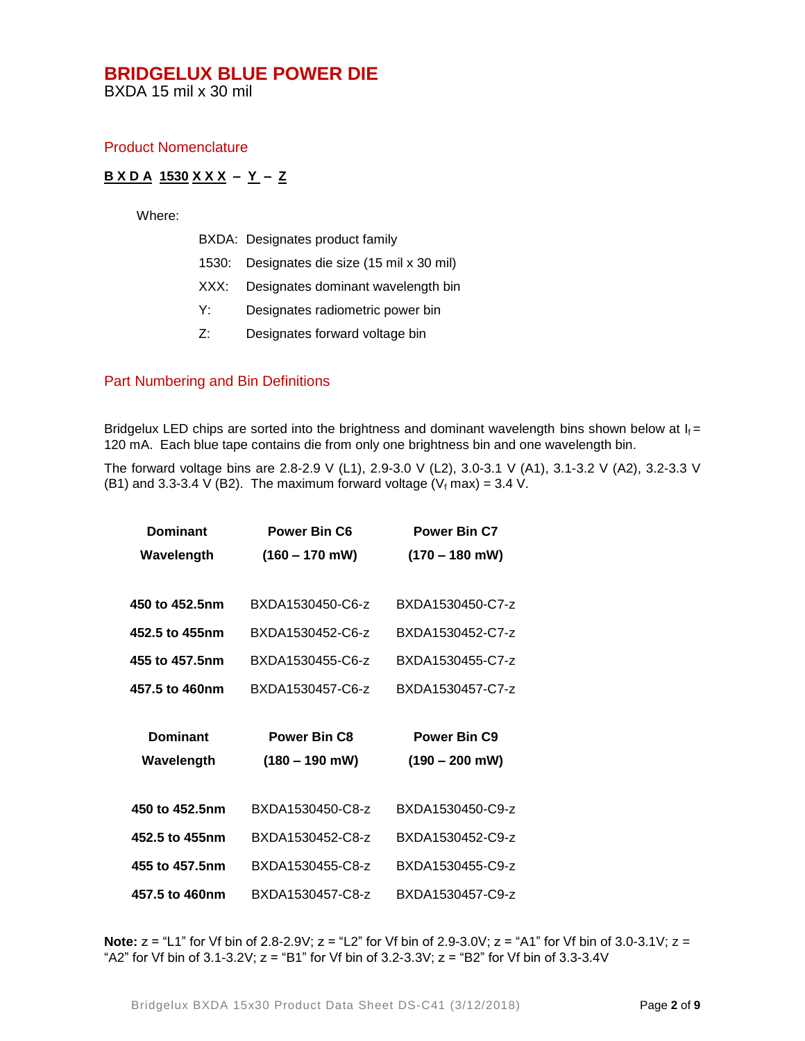# BRIDGELUX BLUE POWER DIE

BXDA 15 mil x 30 mil

## Product Nomenclature

**B X D A 1530 X X X – Y – Z**

Where:

BXDA: Designates product family

1530: Designates die size (15 mil x 30 mil)

XXX: Designates dominant wavelength bin

Y: Designates radiometric power bin

Z: Designates forward voltage bin

## Part Numbering and Bin Definitions

Bridgelux LED chips are sorted into the brightness and dominant wavelength bins shown below at $I_f$ = 120 mA. Each blue tape contains die from only one brightness bin and one wavelength bin.

The forward voltage bins are 2.8-2.9 V (L1), 2.9-3.0 V (L2), 3.0-3.1 V (A1), 3.1-3.2 V (A2), 3.2-3.3 V (B1) and 3.3-3.4 V (B2). The maximum forward voltage ($V_f$ max) = 3.4 V.

| Dominant Wavelength | Power Bin C6 (160 – 170 mW) | Power Bin C7 (170 – 180 mW) |
|---|---|---|
| **450 to 452.5nm** | BXDA1530450-C6-z | BXDA1530450-C7-z |
| **452.5 to 455nm** | BXDA1530452-C6-z | BXDA1530452-C7-z |
| **455 to 457.5nm** | BXDA1530455-C6-z | BXDA1530455-C7-z |
| **457.5 to 460nm** | BXDA1530457-C6-z | BXDA1530457-C7-z |

| Dominant Wavelength | Power Bin C8 (180 – 190 mW) | Power Bin C9 (190 – 200 mW) |
|---|---|---|
| **450 to 452.5nm** | BXDA1530450-C8-z | BXDA1530450-C9-z |
| **452.5 to 455nm** | BXDA1530452-C8-z | BXDA1530452-C9-z |
| **455 to 457.5nm** | BXDA1530455-C8-z | BXDA1530455-C9-z |
| **457.5 to 460nm** | BXDA1530457-C8-z | BXDA1530457-C9-z |

**Note:** z = "L1" for Vf bin of 2.8-2.9V; z = "L2" for Vf bin of 2.9-3.0V; z = "A1" for Vf bin of 3.0-3.1V; z = "A2" for Vf bin of 3.1-3.2V; z = "B1" for Vf bin of 3.2-3.3V; z = "B2" for Vf bin of 3.3-3.4V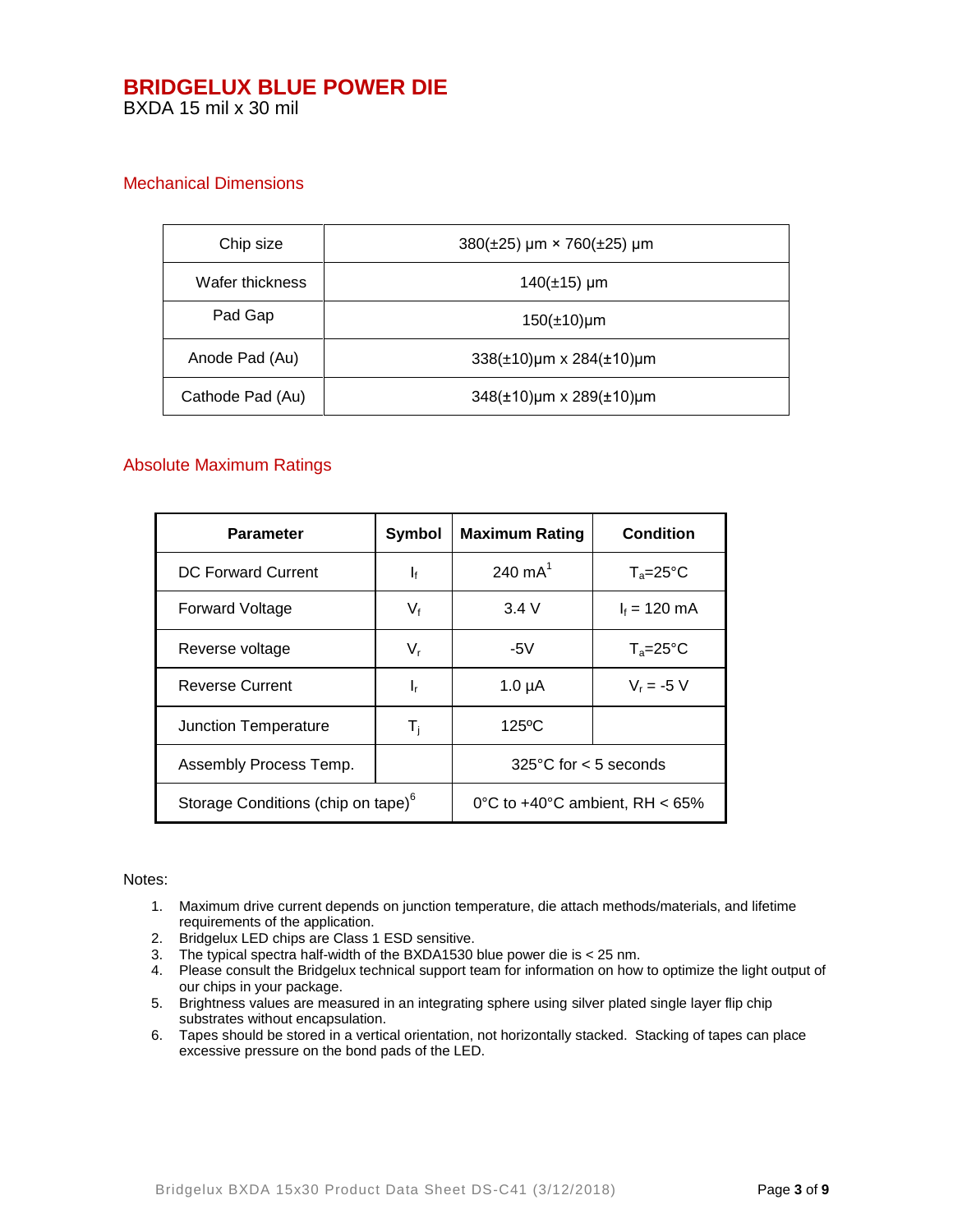# BRIDGELUX BLUE POWER DIE

BXDA 15 mil x 30 mil

## Mechanical Dimensions

| Chip size | 380(±25) µm × 760(±25) µm |
|---|---|
| Wafer thickness | 140(±15) µm |
| Pad Gap | 150(±10)µm |
| Anode Pad (Au) | 338(±10)µm x 284(±10)µm |
| Cathode Pad (Au) | 348(±10)µm x 289(±10)µm |

## Absolute Maximum Ratings

| Parameter | Symbol | Maximum Rating | Condition |
|---|---|---|---|
| DC Forward Current | $I_f$ | 240 mA[1] | $T_a$=25°C |
| Forward Voltage | $V_f$ | 3.4 V | $I_f$ = 120 mA |
| Reverse voltage | $V_r$ | -5V | $T_a$=25°C |
| Reverse Current | $I_r$ | 1.0 µA | $V_r$ = -5 V |
| Junction Temperature | $T_j$ | 125ºC | |
| Assembly Process Temp. | | 325°C for < 5 seconds | |
| Storage Conditions (chip on tape)[6] | | 0°C to +40°C ambient, RH < 65% | |

Notes:

1. Maximum drive current depends on junction temperature, die attach methods/materials, and lifetime requirements of the application.
2. Bridgelux LED chips are Class 1 ESD sensitive.
3. The typical spectra half-width of the BXDA1530 blue power die is < 25 nm.
4. Please consult the Bridgelux technical support team for information on how to optimize the light output of our chips in your package.
5. Brightness values are measured in an integrating sphere using silver plated single layer flip chip substrates without encapsulation.
6. Tapes should be stored in a vertical orientation, not horizontally stacked. Stacking of tapes can place excessive pressure on the bond pads of the LED.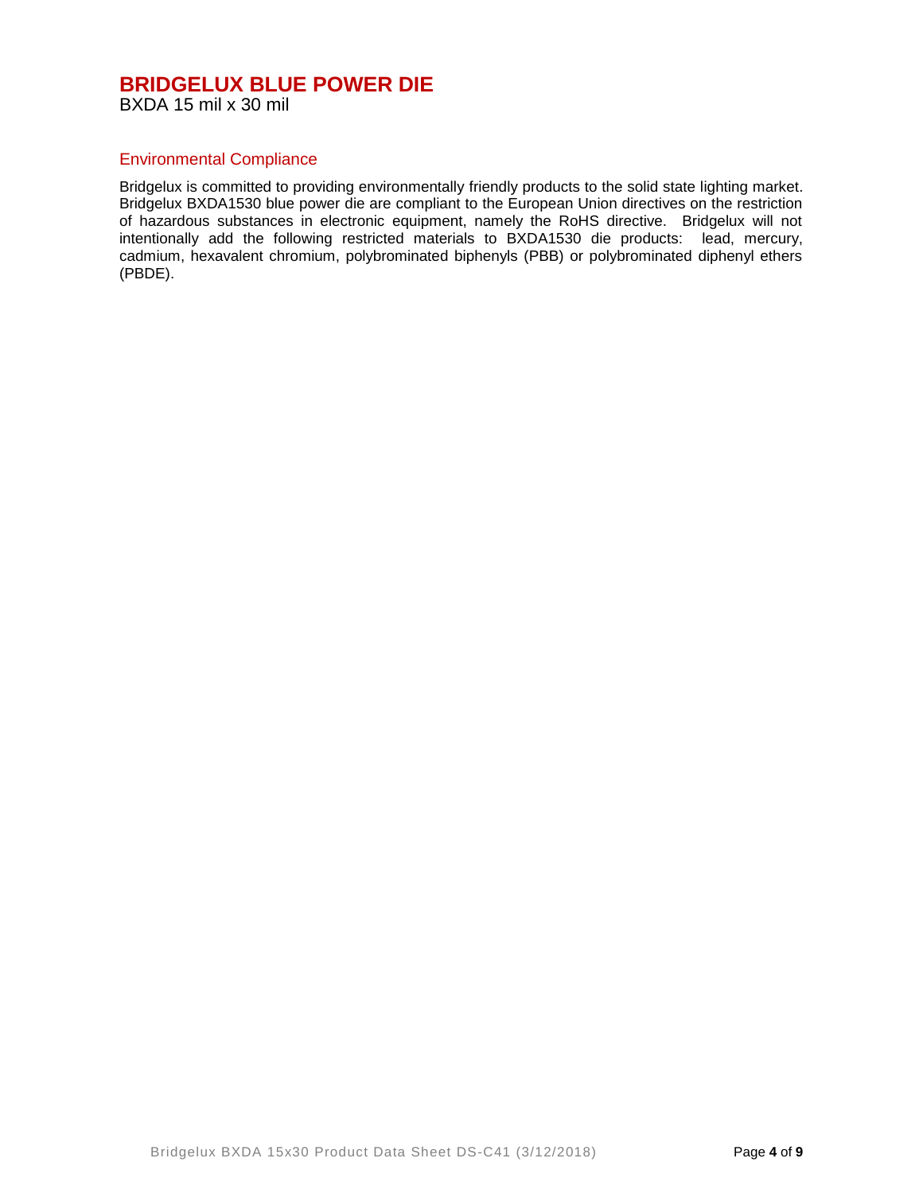# BRIDGELUX BLUE POWER DIE

BXDA 15 mil x 30 mil

## Environmental Compliance

Bridgelux is committed to providing environmentally friendly products to the solid state lighting market. Bridgelux BXDA1530 blue power die are compliant to the European Union directives on the restriction of hazardous substances in electronic equipment, namely the RoHS directive. Bridgelux will not intentionally add the following restricted materials to BXDA1530 die products: lead, mercury, cadmium, hexavalent chromium, polybrominated biphenyls (PBB) or polybrominated diphenyl ethers (PBDE).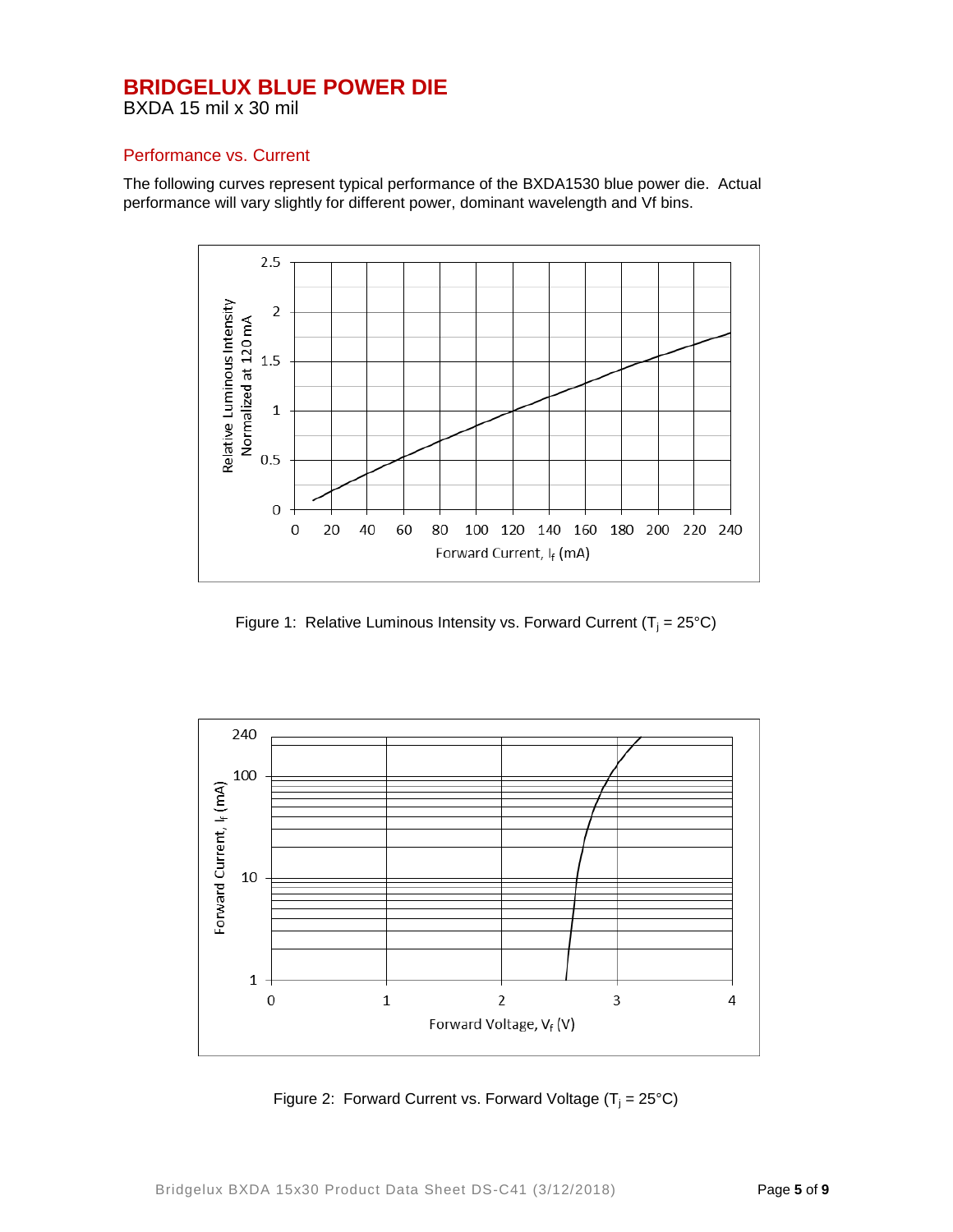# BRIDGELUX BLUE POWER DIE

BXDA 15 mil x 30 mil

## Performance vs. Current

The following curves represent typical performance of the BXDA1530 blue power die. Actual performance will vary slightly for different power, dominant wavelength and Vf bins.

Figure 1: Relative Luminous Intensity vs. Forward Current ($T_j$ = 25°C)

Figure 2: Forward Current vs. Forward Voltage ($T_j$ = 25°C)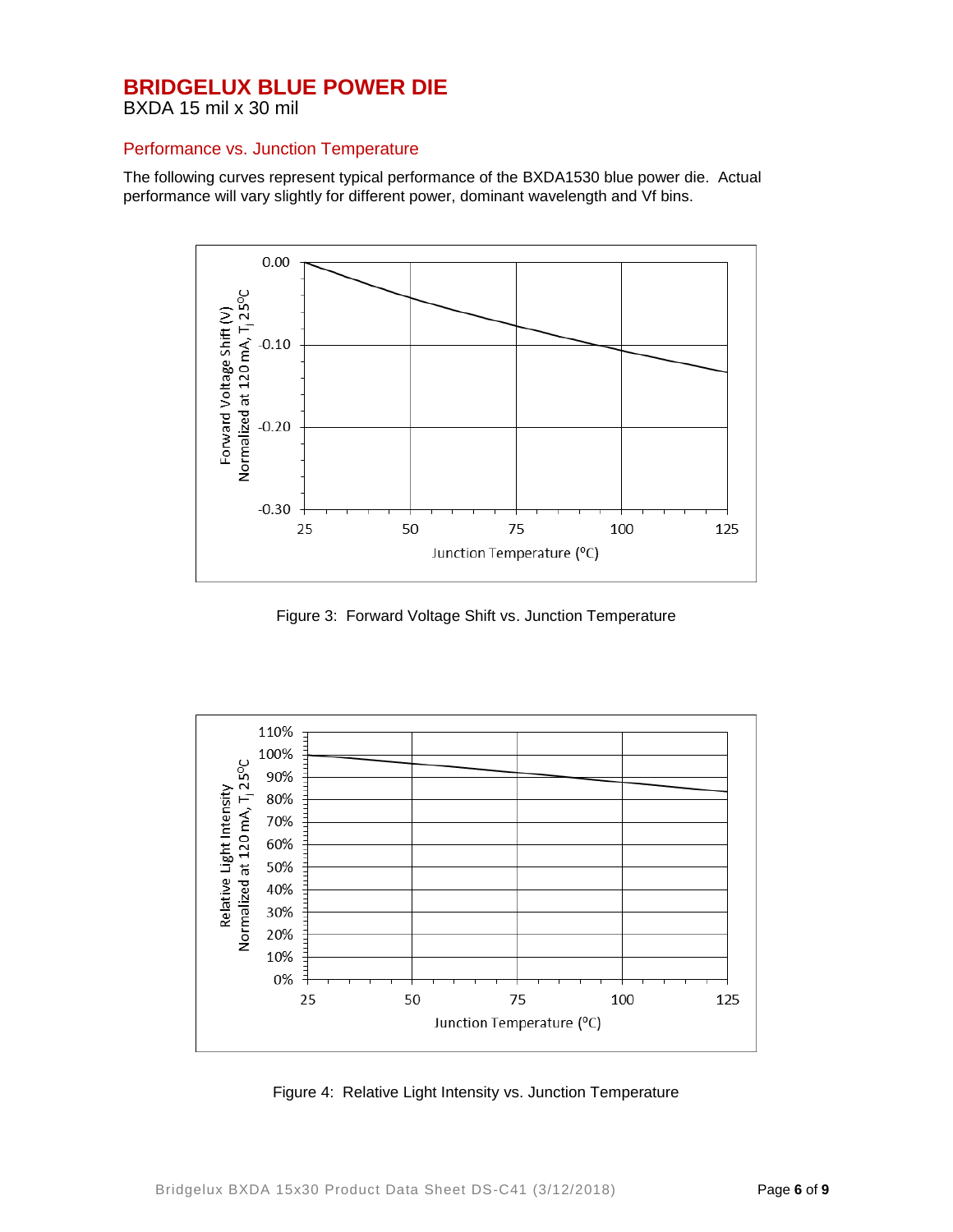# BRIDGELUX BLUE POWER DIE

BXDA 15 mil x 30 mil

## Performance vs. Junction Temperature

The following curves represent typical performance of the BXDA1530 blue power die. Actual performance will vary slightly for different power, dominant wavelength and Vf bins.

Figure 3: Forward Voltage Shift vs. Junction Temperature

Figure 4: Relative Light Intensity vs. Junction Temperature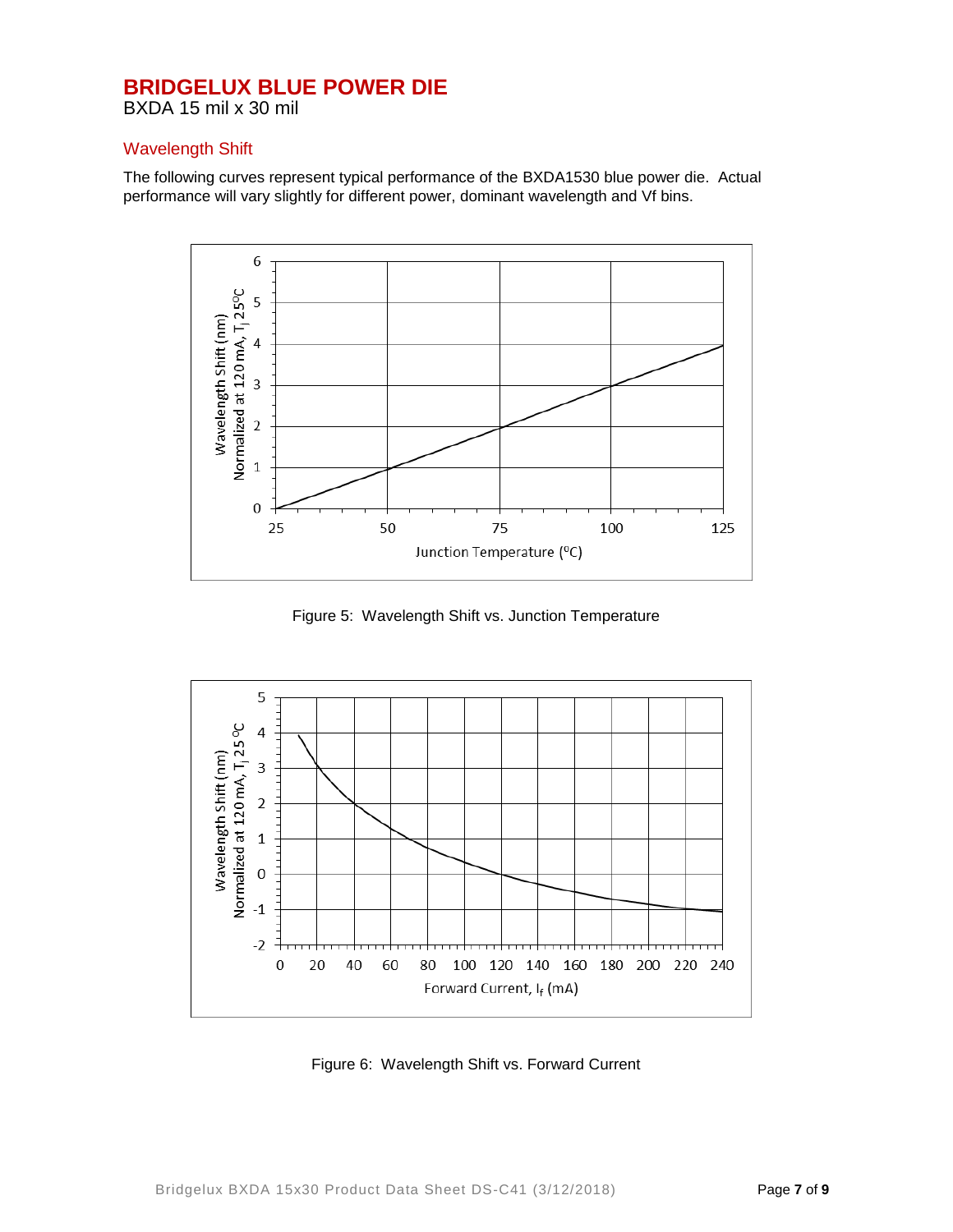# BRIDGELUX BLUE POWER DIE

BXDA 15 mil x 30 mil

## Wavelength Shift

The following curves represent typical performance of the BXDA1530 blue power die. Actual performance will vary slightly for different power, dominant wavelength and Vf bins.

Figure 5: Wavelength Shift vs. Junction Temperature

Figure 6: Wavelength Shift vs. Forward Current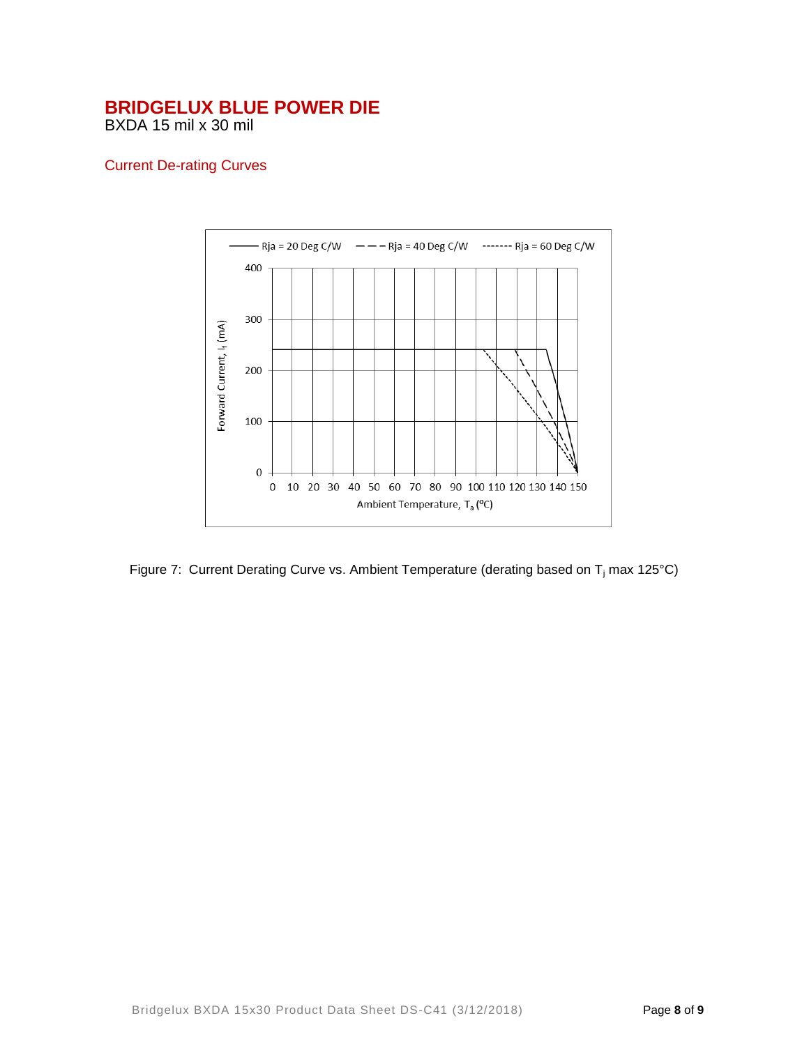# BRIDGELUX BLUE POWER DIE

BXDA 15 mil x 30 mil

## Current De-rating Curves

Figure 7: Current Derating Curve vs. Ambient Temperature (derating based on $T_j$ max 125°C)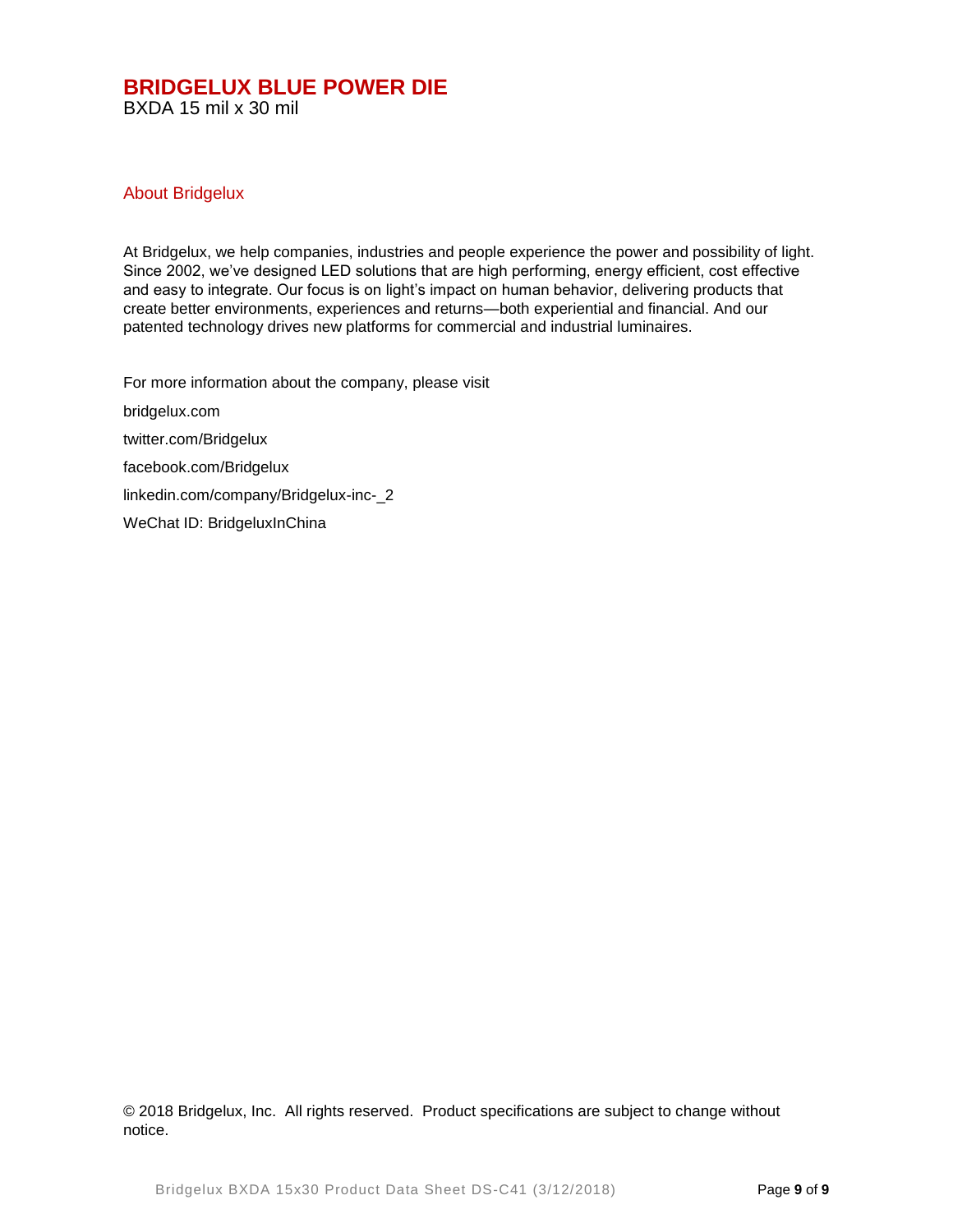## About Bridgelux

At Bridgelux, we help companies, industries and people experience the power and possibility of light. Since 2002, we've designed LED solutions that are high performing, energy efficient, cost effective and easy to integrate. Our focus is on light's impact on human behavior, delivering products that create better environments, experiences and returns—both experiential and financial. And our patented technology drives new platforms for commercial and industrial luminaires.

For more information about the company, please visit

bridgelux.com

twitter.com/Bridgelux

facebook.com/Bridgelux

linkedin.com/company/Bridgelux-inc-_2

WeChat ID: BridgeluxInChina

© 2018 Bridgelux, Inc. All rights reserved. Product specifications are subject to change without notice.